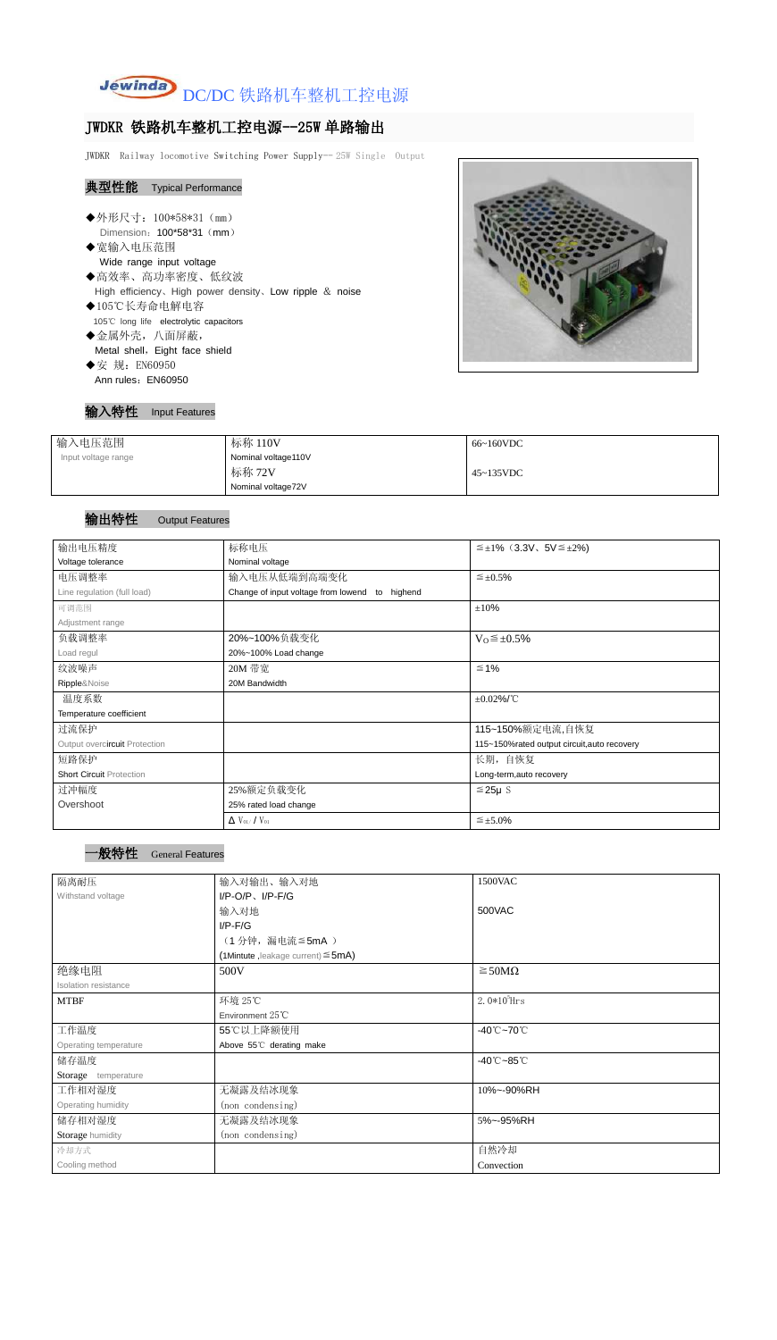Jewinda DC/DC 铁路机车整机工控电源

# JWDKR 铁路机车整机工控电源--25W 单路输出

JWDKR Railway locomotive Switching Power Supply-- 25W Single Output

## 典型性能 Typical Performance

- ◆外形尺寸：100*58*31（mm）
  Dimension：100*58*31（mm）
- ◆宽输入电压范围
  Wide range input voltage
- ◆高效率、高功率密度、低纹波
  High efficiency、High power density、Low ripple & noise
- ◆105℃长寿命电解电容
  105℃ long life electrolytic capacitors
- ◆金属外壳，八面屏蔽，
  Metal shell，Eight face shield
- ◆安 规：EN60950
  Ann rules：EN60950

## 输入特性 Input Features

| 输入电压范围 Input voltage range | 标称 110V Nominal voltage110V | 66~160VDC |
|---|---|---|
| | 标称 72V Nominal voltage72V | 45~135VDC |

## 输出特性 Output Features

| 输出电压精度 Voltage tolerance | 标称电压 Nominal voltage | ≦±1%（3.3V、5V≦±2%) |
|---|---|---|
| 电压调整率 Line regulation (full load) | 输入电压从低端到高端变化 Change of input voltage from lowend to highend | ≦±0.5% |
| 可调范围 Adjustment range | | ±10% |
| 负载调整率 Load regul | 20%~100%负载变化 20%~100% Load change | $V_O$≦±0.5% |
| 纹波噪声 Ripple&Noise | 20M 带宽 20M Bandwidth | ≦1% |
| 温度系数 Temperature coefficient | | ±0.02%/℃ |
| 过流保护 Output overcircuit Protection | | 115~150%额定电流,自恢复 115~150%rated output circuit,auto recovery |
| 短路保护 Short Circuit Protection | | 长期，自恢复 Long-term,auto recovery |
| 过冲幅度 Overshoot | 25%额定负载变化 25% rated load change | ≦25μ S |
| | Δ $V_{01}$ / $V_{01}$ | ≦±5.0% |

## 一般特性 General Features

| 隔离耐压 Withstand voltage | 输入对输出、输入对地 I/P-O/P、I/P-F/G | 1500VAC |
|---|---|---|
| | 输入对地 I/P-F/G | 500VAC |
| | （1 分钟，漏电流≦5mA ）(1Mintute ,leakage current)≦5mA) | |
| 绝缘电阻 Isolation resistance | 500V | ≧50MΩ |
| MTBF | 环境 25℃ Environment 25℃ | $2.0*10^5$Hrs |
| 工作温度 Operating temperature | 55℃以上降额使用 Above 55℃ derating make | -40℃~70℃ |
| 储存温度 Storage temperature | | -40℃~85℃ |
| 工作相对湿度 Operating humidity | 无凝露及结冰现象 (non condensing) | 10%~-90%RH |
| 储存相对湿度 Storage humidity | 无凝露及结冰现象 (non condensing) | 5%~-95%RH |
| 冷却方式 Cooling method | | 自然冷却 Convection |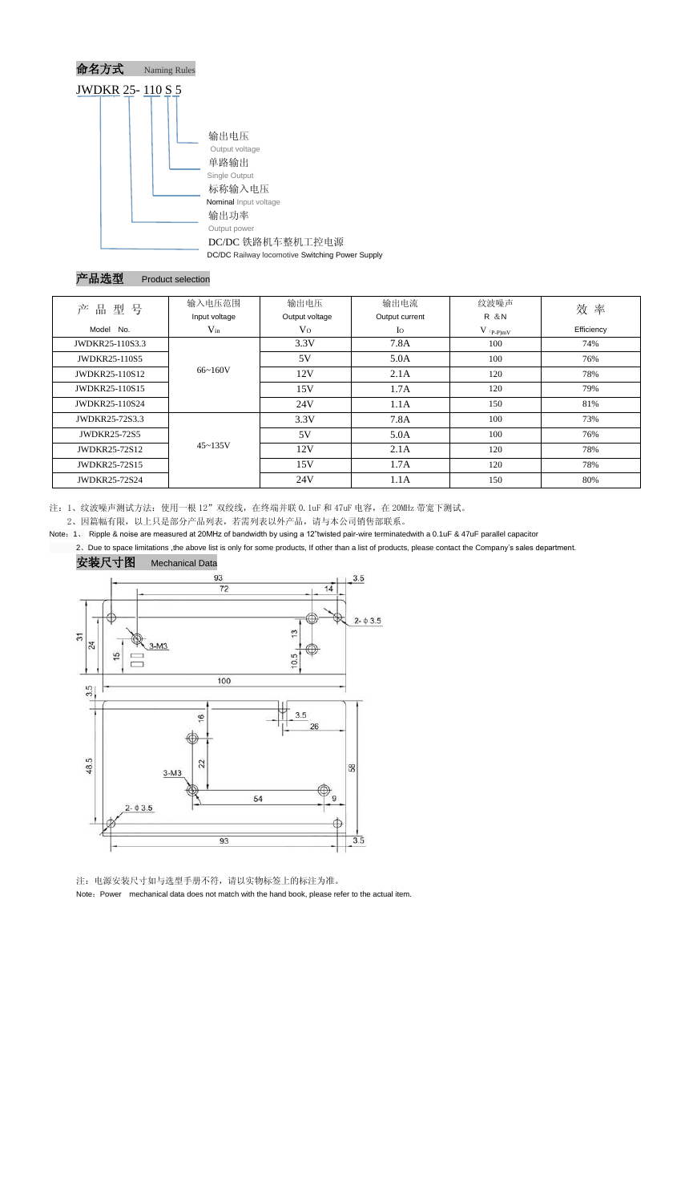## 命名方式 Naming Rules

JWDKR 25- 110 S 5

- 输出电压 Output voltage
- 单路输出 Single Output
- 标称输入电压 Nominal Input voltage
- 输出功率 Output power
- DC/DC 铁路机车整机工控电源 DC/DC Railway locomotive Switching Power Supply

## 产品选型 Product selection

| 产 品 型 号<br>Model No. | 输入电压范围<br>Input voltage<br>$V_{in}$ | 输出电压<br>Output voltage<br>$V_O$ | 输出电流<br>Output current<br>$I_O$ | 纹波噪声<br>R &N<br>$V_{(P-P)mV}$ | 效 率<br>Efficiency |
|---|---|---|---|---|---|
| JWDKR25-110S3.3 | 66~160V | 3.3V | 7.8A | 100 | 74% |
| JWDKR25-110S5 | | 5V | 5.0A | 100 | 76% |
| JWDKR25-110S12 | | 12V | 2.1A | 120 | 78% |
| JWDKR25-110S15 | | 15V | 1.7A | 120 | 79% |
| JWDKR25-110S24 | | 24V | 1.1A | 150 | 81% |
| JWDKR25-72S3.3 | 45~135V | 3.3V | 7.8A | 100 | 73% |
| JWDKR25-72S5 | | 5V | 5.0A | 100 | 76% |
| JWDKR25-72S12 | | 12V | 2.1A | 120 | 78% |
| JWDKR25-72S15 | | 15V | 1.7A | 120 | 78% |
| JWDKR25-72S24 | | 24V | 1.1A | 150 | 80% |

注：1、纹波噪声测试方法：使用一根 12" 双绞线，在终端并联 0.1uF 和 47uF 电容，在 20MHz 带宽下测试。

2、因篇幅有限，以上只是部分产品列表，若需列表以外产品，请与本公司销售部联系。

Note：1、 Ripple & noise are measured at 20MHz of bandwidth by using a 12"twisted pair-wire terminatedwith a 0.1uF & 47uF parallel capacitor

2、Due to space limitations ,the above list is only for some products, If other than a list of products, please contact the Company's sales department.

## 安装尺寸图 Mechanical Data

93
72
14
3.5
2-φ3.5
31
24
15
3-M3
13
10.5
100
3.5
16
3.5
26
48.5
22
3-M3
58
54
9
2-φ3.5
93
3.5

注：电源安装尺寸如与选型手册不符，请以实物标签上的标注为准。

Note：Power mechanical data does not match with the hand book, please refer to the actual item.